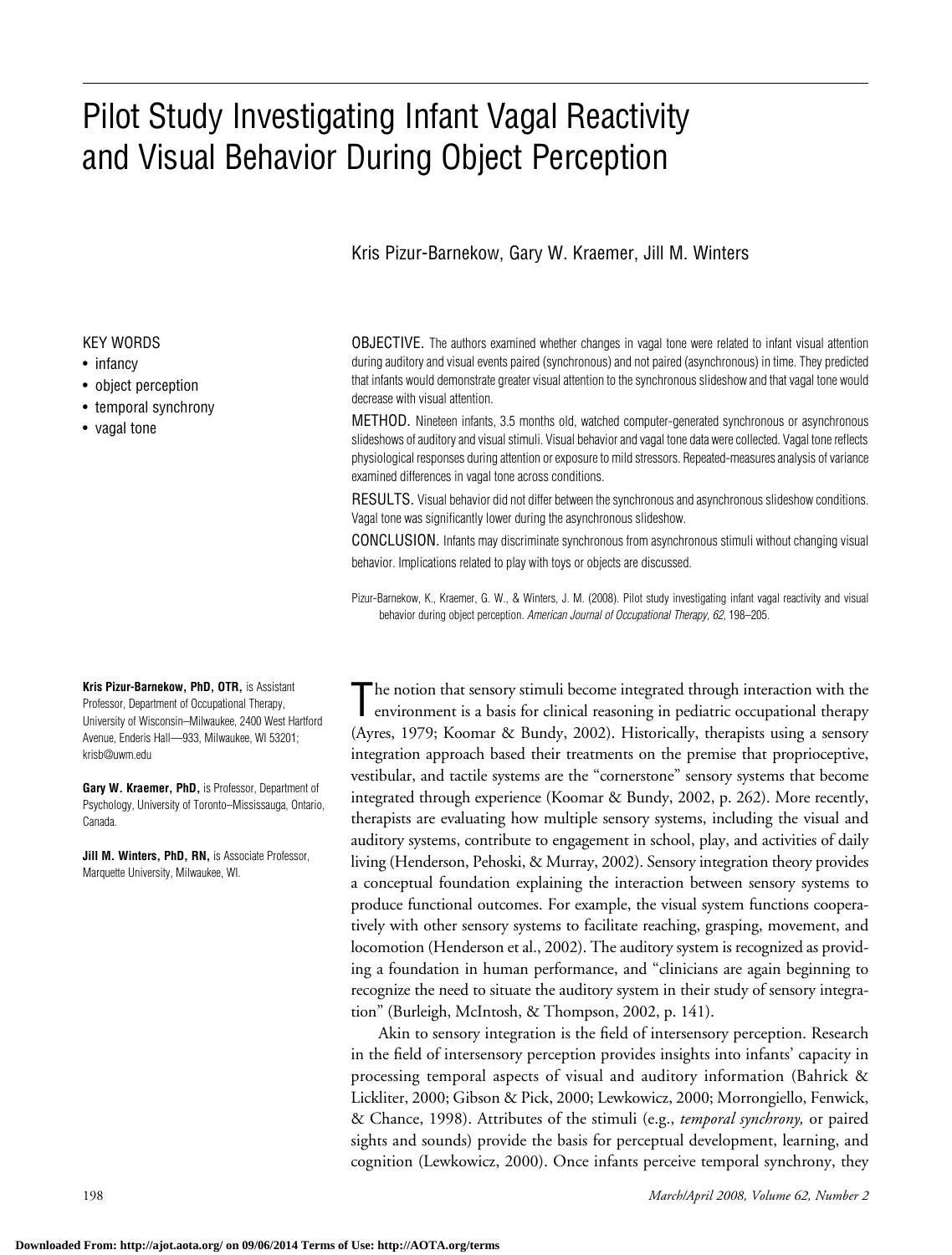# Pilot Study Investigating Infant Vagal Reactivity and Visual Behavior During Object Perception

Kris Pizur-Barnekow, Gary W. Kraemer, Jill M. Winters

KEY WORDS

- infancy
- object perception
- temporal synchrony
- vagal tone

OBJECTIVE. The authors examined whether changes in vagal tone were related to infant visual attention during auditory and visual events paired (synchronous) and not paired (asynchronous) in time. They predicted that infants would demonstrate greater visual attention to the synchronous slideshow and that vagal tone would decrease with visual attention.

METHOD. Nineteen infants, 3.5 months old, watched computer-generated synchronous or asynchronous slideshows of auditory and visual stimuli. Visual behavior and vagal tone data were collected. Vagal tone reflects physiological responses during attention or exposure to mild stressors. Repeated-measures analysis of variance examined differences in vagal tone across conditions.

RESULTS. Visual behavior did not differ between the synchronous and asynchronous slideshow conditions. Vagal tone was significantly lower during the asynchronous slideshow.

CONCLUSION. Infants may discriminate synchronous from asynchronous stimuli without changing visual behavior. Implications related to play with toys or objects are discussed.

Pizur-Barnekow, K., Kraemer, G. W., & Winters, J. M. (2008). Pilot study investigating infant vagal reactivity and visual behavior during object perception. *American Journal of Occupational Therapy, 62*, 198–205.

**Kris Pizur-Barnekow, PhD, OTR,** is Assistant Professor, Department of Occupational Therapy, University of Wisconsin–Milwaukee, 2400 West Hartford Avenue, Enderis Hall—933, Milwaukee, WI 53201; krisb@uwm.edu

**Gary W. Kraemer, PhD,** is Professor, Department of Psychology, University of Toronto–Mississauga, Ontario, Canada.

**Jill M. Winters, PhD, RN,** is Associate Professor, Marquette University, Milwaukee, WI.

The notion that sensory stimuli become integrated through interaction with the environment is a basis for clinical reasoning in pediatric occupational therapy (Ayres, 1979; Koomar & Bundy, 2002). Historically, therapists using a sensory integration approach based their treatments on the premise that proprioceptive, vestibular, and tactile systems are the "cornerstone" sensory systems that become integrated through experience (Koomar & Bundy, 2002, p. 262). More recently, therapists are evaluating how multiple sensory systems, including the visual and auditory systems, contribute to engagement in school, play, and activities of daily living (Henderson, Pehoski, & Murray, 2002). Sensory integration theory provides a conceptual foundation explaining the interaction between sensory systems to produce functional outcomes. For example, the visual system functions cooperatively with other sensory systems to facilitate reaching, grasping, movement, and locomotion (Henderson et al., 2002). The auditory system is recognized as providing a foundation in human performance, and "clinicians are again beginning to recognize the need to situate the auditory system in their study of sensory integration" (Burleigh, McIntosh, & Thompson, 2002, p. 141).

Akin to sensory integration is the field of intersensory perception. Research in the field of intersensory perception provides insights into infants' capacity in processing temporal aspects of visual and auditory information (Bahrick & Lickliter, 2000; Gibson & Pick, 2000; Lewkowicz, 2000; Morrongiello, Fenwick, & Chance, 1998). Attributes of the stimuli (e.g., *temporal synchrony,* or paired sights and sounds) provide the basis for perceptual development, learning, and cognition (Lewkowicz, 2000). Once infants perceive temporal synchrony, they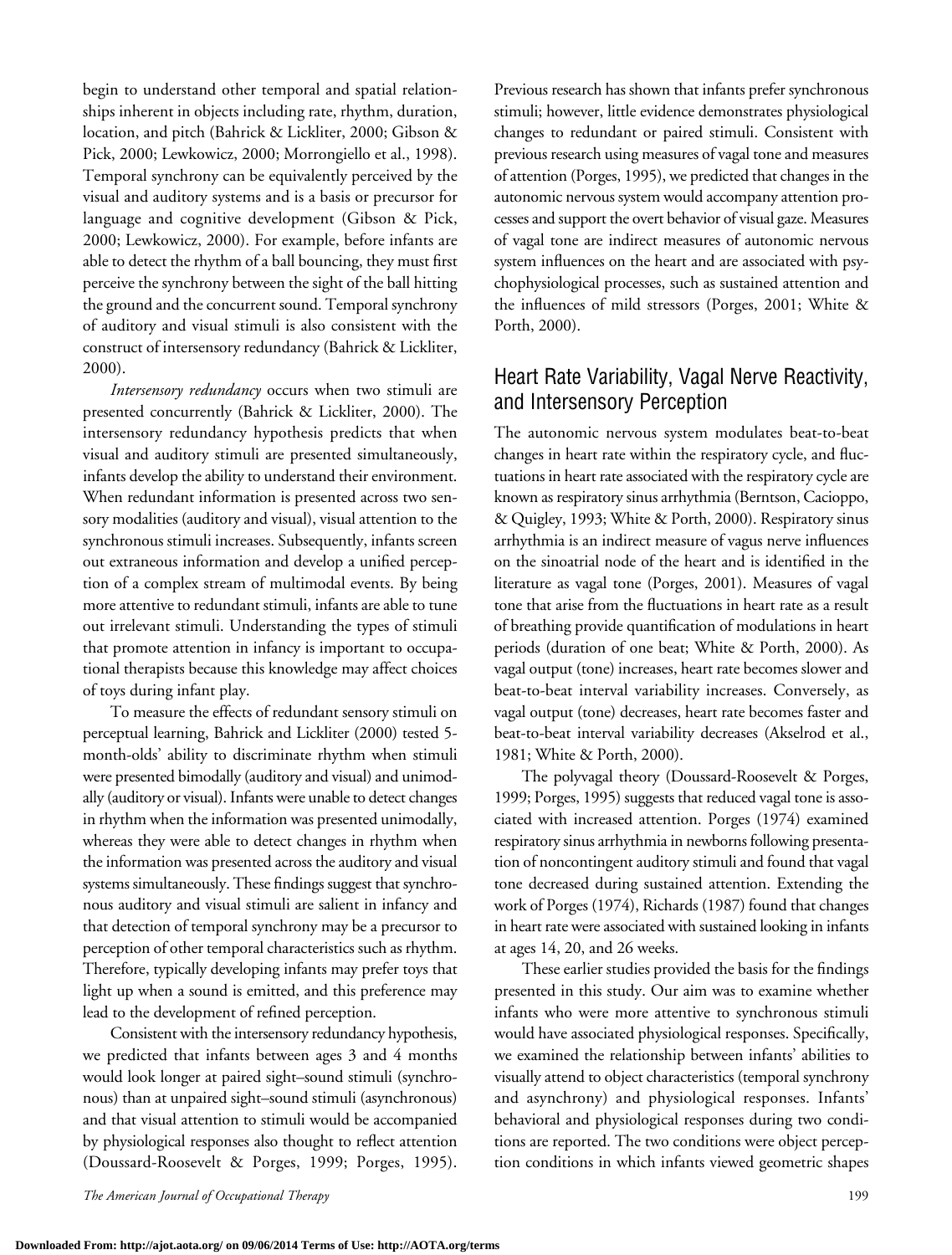begin to understand other temporal and spatial relationships inherent in objects including rate, rhythm, duration, location, and pitch (Bahrick & Lickliter, 2000; Gibson & Pick, 2000; Lewkowicz, 2000; Morrongiello et al., 1998). Temporal synchrony can be equivalently perceived by the visual and auditory systems and is a basis or precursor for language and cognitive development (Gibson & Pick, 2000; Lewkowicz, 2000). For example, before infants are able to detect the rhythm of a ball bouncing, they must first perceive the synchrony between the sight of the ball hitting the ground and the concurrent sound. Temporal synchrony of auditory and visual stimuli is also consistent with the construct of intersensory redundancy (Bahrick & Lickliter, 2000).

*Intersensory redundancy* occurs when two stimuli are presented concurrently (Bahrick & Lickliter, 2000). The intersensory redundancy hypothesis predicts that when visual and auditory stimuli are presented simultaneously, infants develop the ability to understand their environment. When redundant information is presented across two sensory modalities (auditory and visual), visual attention to the synchronous stimuli increases. Subsequently, infants screen out extraneous information and develop a unified perception of a complex stream of multimodal events. By being more attentive to redundant stimuli, infants are able to tune out irrelevant stimuli. Understanding the types of stimuli that promote attention in infancy is important to occupational therapists because this knowledge may affect choices of toys during infant play.

To measure the effects of redundant sensory stimuli on perceptual learning, Bahrick and Lickliter (2000) tested 5-month-olds' ability to discriminate rhythm when stimuli were presented bimodally (auditory and visual) and unimodally (auditory or visual). Infants were unable to detect changes in rhythm when the information was presented unimodally, whereas they were able to detect changes in rhythm when the information was presented across the auditory and visual systems simultaneously. These findings suggest that synchronous auditory and visual stimuli are salient in infancy and that detection of temporal synchrony may be a precursor to perception of other temporal characteristics such as rhythm. Therefore, typically developing infants may prefer toys that light up when a sound is emitted, and this preference may lead to the development of refined perception.

Consistent with the intersensory redundancy hypothesis, we predicted that infants between ages 3 and 4 months would look longer at paired sight–sound stimuli (synchronous) than at unpaired sight–sound stimuli (asynchronous) and that visual attention to stimuli would be accompanied by physiological responses also thought to reflect attention (Doussard-Roosevelt & Porges, 1999; Porges, 1995). Previous research has shown that infants prefer synchronous stimuli; however, little evidence demonstrates physiological changes to redundant or paired stimuli. Consistent with previous research using measures of vagal tone and measures of attention (Porges, 1995), we predicted that changes in the autonomic nervous system would accompany attention processes and support the overt behavior of visual gaze. Measures of vagal tone are indirect measures of autonomic nervous system influences on the heart and are associated with psychophysiological processes, such as sustained attention and the influences of mild stressors (Porges, 2001; White & Porth, 2000).

## Heart Rate Variability, Vagal Nerve Reactivity, and Intersensory Perception

The autonomic nervous system modulates beat-to-beat changes in heart rate within the respiratory cycle, and fluctuations in heart rate associated with the respiratory cycle are known as respiratory sinus arrhythmia (Berntson, Cacioppo, & Quigley, 1993; White & Porth, 2000). Respiratory sinus arrhythmia is an indirect measure of vagus nerve influences on the sinoatrial node of the heart and is identified in the literature as vagal tone (Porges, 2001). Measures of vagal tone that arise from the fluctuations in heart rate as a result of breathing provide quantification of modulations in heart periods (duration of one beat; White & Porth, 2000). As vagal output (tone) increases, heart rate becomes slower and beat-to-beat interval variability increases. Conversely, as vagal output (tone) decreases, heart rate becomes faster and beat-to-beat interval variability decreases (Akselrod et al., 1981; White & Porth, 2000).

The polyvagal theory (Doussard-Roosevelt & Porges, 1999; Porges, 1995) suggests that reduced vagal tone is associated with increased attention. Porges (1974) examined respiratory sinus arrhythmia in newborns following presentation of noncontingent auditory stimuli and found that vagal tone decreased during sustained attention. Extending the work of Porges (1974), Richards (1987) found that changes in heart rate were associated with sustained looking in infants at ages 14, 20, and 26 weeks.

These earlier studies provided the basis for the findings presented in this study. Our aim was to examine whether infants who were more attentive to synchronous stimuli would have associated physiological responses. Specifically, we examined the relationship between infants' abilities to visually attend to object characteristics (temporal synchrony and asynchrony) and physiological responses. Infants' behavioral and physiological responses during two conditions are reported. The two conditions were object perception conditions in which infants viewed geometric shapes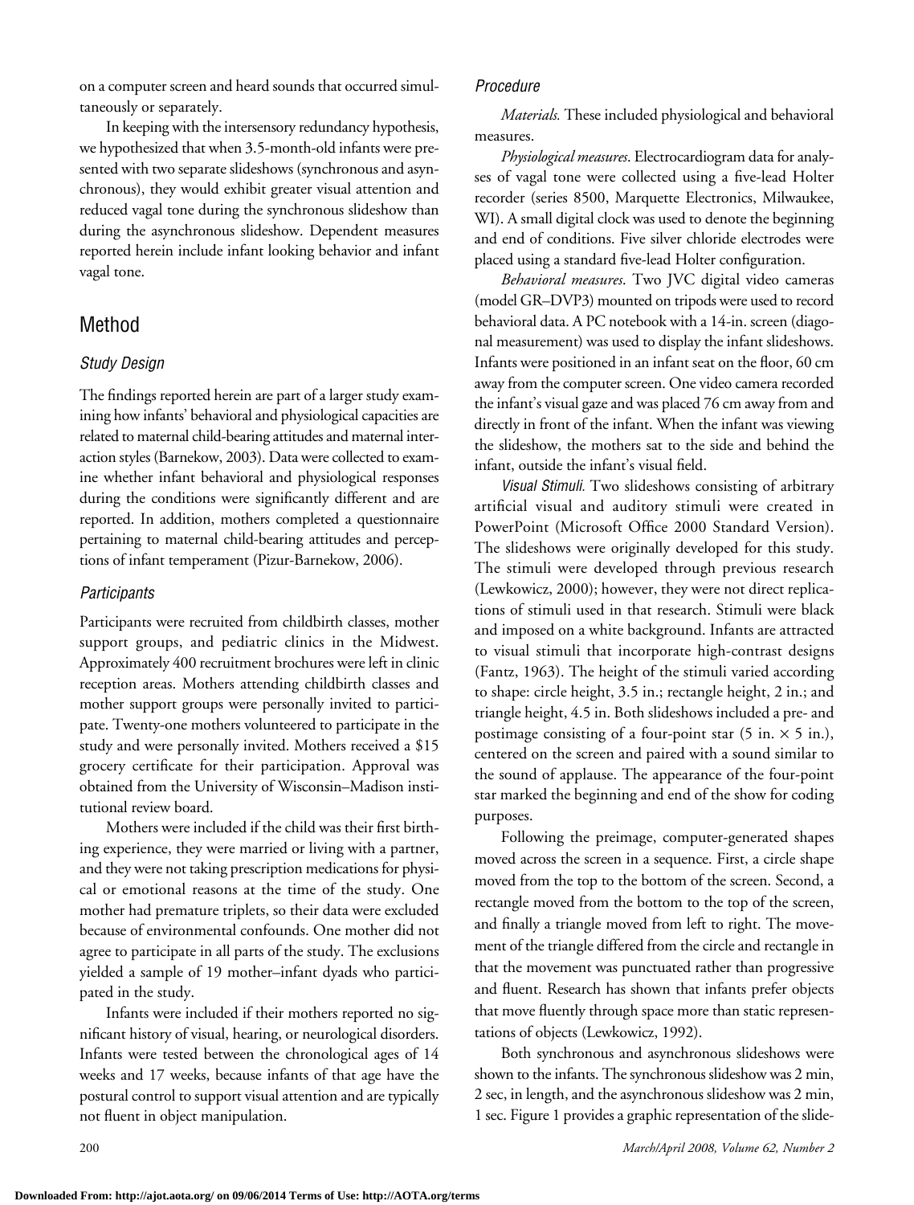on a computer screen and heard sounds that occurred simultaneously or separately.

In keeping with the intersensory redundancy hypothesis, we hypothesized that when 3.5-month-old infants were presented with two separate slideshows (synchronous and asynchronous), they would exhibit greater visual attention and reduced vagal tone during the synchronous slideshow than during the asynchronous slideshow. Dependent measures reported herein include infant looking behavior and infant vagal tone.

## Method

### Study Design

The findings reported herein are part of a larger study examining how infants' behavioral and physiological capacities are related to maternal child-bearing attitudes and maternal interaction styles (Barnekow, 2003). Data were collected to examine whether infant behavioral and physiological responses during the conditions were significantly different and are reported. In addition, mothers completed a questionnaire pertaining to maternal child-bearing attitudes and perceptions of infant temperament (Pizur-Barnekow, 2006).

### Participants

Participants were recruited from childbirth classes, mother support groups, and pediatric clinics in the Midwest. Approximately 400 recruitment brochures were left in clinic reception areas. Mothers attending childbirth classes and mother support groups were personally invited to participate. Twenty-one mothers volunteered to participate in the study and were personally invited. Mothers received a $15 grocery certificate for their participation. Approval was obtained from the University of Wisconsin–Madison institutional review board.

Mothers were included if the child was their first birthing experience, they were married or living with a partner, and they were not taking prescription medications for physical or emotional reasons at the time of the study. One mother had premature triplets, so their data were excluded because of environmental confounds. One mother did not agree to participate in all parts of the study. The exclusions yielded a sample of 19 mother–infant dyads who participated in the study.

Infants were included if their mothers reported no significant history of visual, hearing, or neurological disorders. Infants were tested between the chronological ages of 14 weeks and 17 weeks, because infants of that age have the postural control to support visual attention and are typically not fluent in object manipulation.

### Procedure

*Materials.* These included physiological and behavioral measures.

*Physiological measures*. Electrocardiogram data for analyses of vagal tone were collected using a five-lead Holter recorder (series 8500, Marquette Electronics, Milwaukee, WI). A small digital clock was used to denote the beginning and end of conditions. Five silver chloride electrodes were placed using a standard five-lead Holter configuration.

*Behavioral measures*. Two JVC digital video cameras (model GR–DVP3) mounted on tripods were used to record behavioral data. A PC notebook with a 14-in. screen (diagonal measurement) was used to display the infant slideshows. Infants were positioned in an infant seat on the floor, 60 cm away from the computer screen. One video camera recorded the infant's visual gaze and was placed 76 cm away from and directly in front of the infant. When the infant was viewing the slideshow, the mothers sat to the side and behind the infant, outside the infant's visual field.

*Visual Stimuli.* Two slideshows consisting of arbitrary artificial visual and auditory stimuli were created in PowerPoint (Microsoft Office 2000 Standard Version). The slideshows were originally developed for this study. The stimuli were developed through previous research (Lewkowicz, 2000); however, they were not direct replications of stimuli used in that research. Stimuli were black and imposed on a white background. Infants are attracted to visual stimuli that incorporate high-contrast designs (Fantz, 1963). The height of the stimuli varied according to shape: circle height, 3.5 in.; rectangle height, 2 in.; and triangle height, 4.5 in. Both slideshows included a pre- and postimage consisting of a four-point star (5 in. × 5 in.), centered on the screen and paired with a sound similar to the sound of applause. The appearance of the four-point star marked the beginning and end of the show for coding purposes.

Following the preimage, computer-generated shapes moved across the screen in a sequence. First, a circle shape moved from the top to the bottom of the screen. Second, a rectangle moved from the bottom to the top of the screen, and finally a triangle moved from left to right. The movement of the triangle differed from the circle and rectangle in that the movement was punctuated rather than progressive and fluent. Research has shown that infants prefer objects that move fluently through space more than static representations of objects (Lewkowicz, 1992).

Both synchronous and asynchronous slideshows were shown to the infants. The synchronous slideshow was 2 min, 2 sec, in length, and the asynchronous slideshow was 2 min, 1 sec. Figure 1 provides a graphic representation of the slide-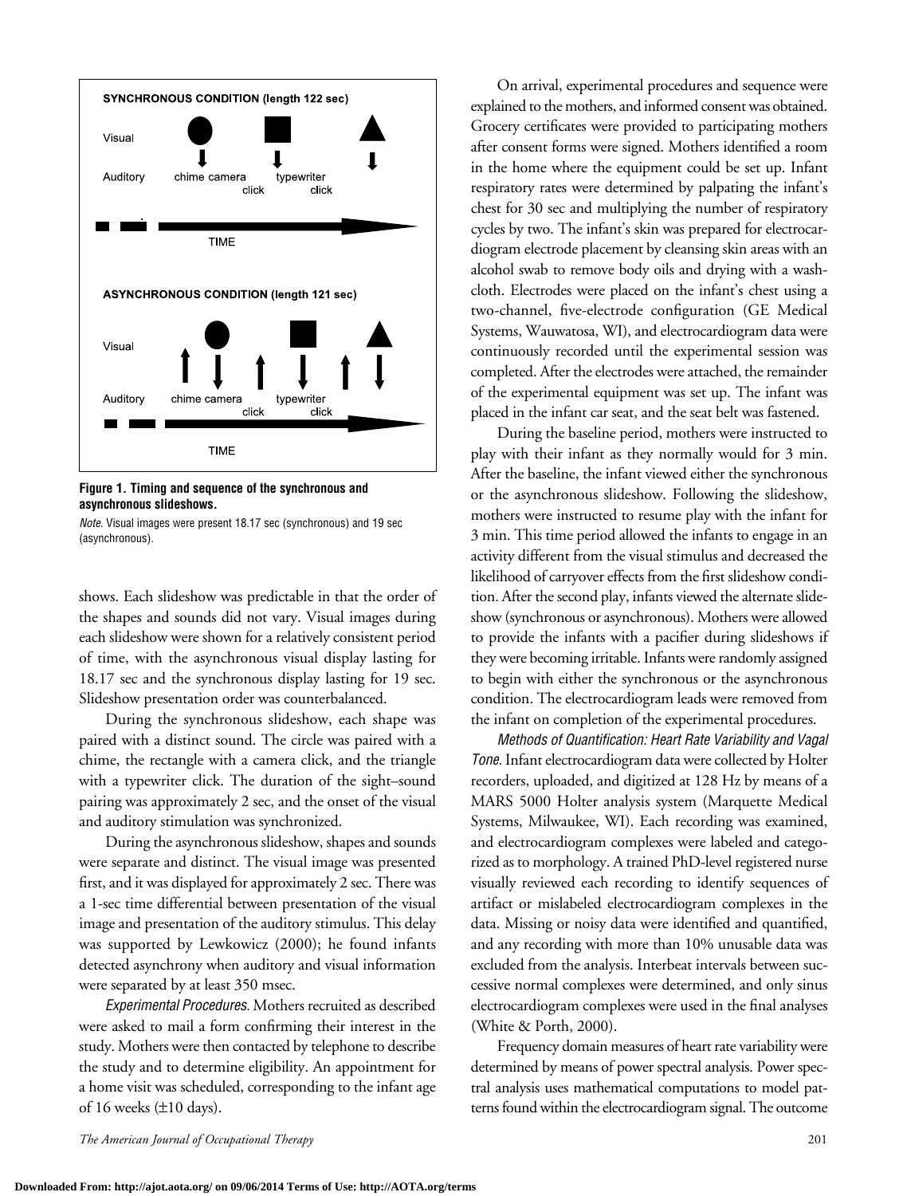**SYNCHRONOUS CONDITION (length 122 sec)**

Visual

Auditory: chime, camera click, typewriter click

TIME

**ASYNCHRONOUS CONDITION (length 121 sec)**

Visual

Auditory: chime, camera click, typewriter click

TIME

**Figure 1. Timing and sequence of the synchronous and asynchronous slideshows.**

*Note.* Visual images were present 18.17 sec (synchronous) and 19 sec (asynchronous).

shows. Each slideshow was predictable in that the order of the shapes and sounds did not vary. Visual images during each slideshow were shown for a relatively consistent period of time, with the asynchronous visual display lasting for 18.17 sec and the synchronous display lasting for 19 sec. Slideshow presentation order was counterbalanced.

During the synchronous slideshow, each shape was paired with a distinct sound. The circle was paired with a chime, the rectangle with a camera click, and the triangle with a typewriter click. The duration of the sight–sound pairing was approximately 2 sec, and the onset of the visual and auditory stimulation was synchronized.

During the asynchronous slideshow, shapes and sounds were separate and distinct. The visual image was presented first, and it was displayed for approximately 2 sec. There was a 1-sec time differential between presentation of the visual image and presentation of the auditory stimulus. This delay was supported by Lewkowicz (2000); he found infants detected asynchrony when auditory and visual information were separated by at least 350 msec.

*Experimental Procedures.* Mothers recruited as described were asked to mail a form confirming their interest in the study. Mothers were then contacted by telephone to describe the study and to determine eligibility. An appointment for a home visit was scheduled, corresponding to the infant age of 16 weeks (±10 days).

On arrival, experimental procedures and sequence were explained to the mothers, and informed consent was obtained. Grocery certificates were provided to participating mothers after consent forms were signed. Mothers identified a room in the home where the equipment could be set up. Infant respiratory rates were determined by palpating the infant's chest for 30 sec and multiplying the number of respiratory cycles by two. The infant's skin was prepared for electrocardiogram electrode placement by cleansing skin areas with an alcohol swab to remove body oils and drying with a washcloth. Electrodes were placed on the infant's chest using a two-channel, five-electrode configuration (GE Medical Systems, Wauwatosa, WI), and electrocardiogram data were continuously recorded until the experimental session was completed. After the electrodes were attached, the remainder of the experimental equipment was set up. The infant was placed in the infant car seat, and the seat belt was fastened.

During the baseline period, mothers were instructed to play with their infant as they normally would for 3 min. After the baseline, the infant viewed either the synchronous or the asynchronous slideshow. Following the slideshow, mothers were instructed to resume play with the infant for 3 min. This time period allowed the infants to engage in an activity different from the visual stimulus and decreased the likelihood of carryover effects from the first slideshow condition. After the second play, infants viewed the alternate slideshow (synchronous or asynchronous). Mothers were allowed to provide the infants with a pacifier during slideshows if they were becoming irritable. Infants were randomly assigned to begin with either the synchronous or the asynchronous condition. The electrocardiogram leads were removed from the infant on completion of the experimental procedures.

*Methods of Quantification: Heart Rate Variability and Vagal Tone.* Infant electrocardiogram data were collected by Holter recorders, uploaded, and digitized at 128 Hz by means of a MARS 5000 Holter analysis system (Marquette Medical Systems, Milwaukee, WI). Each recording was examined, and electrocardiogram complexes were labeled and categorized as to morphology. A trained PhD-level registered nurse visually reviewed each recording to identify sequences of artifact or mislabeled electrocardiogram complexes in the data. Missing or noisy data were identified and quantified, and any recording with more than 10% unusable data was excluded from the analysis. Interbeat intervals between successive normal complexes were determined, and only sinus electrocardiogram complexes were used in the final analyses (White & Porth, 2000).

Frequency domain measures of heart rate variability were determined by means of power spectral analysis. Power spectral analysis uses mathematical computations to model patterns found within the electrocardiogram signal. The outcome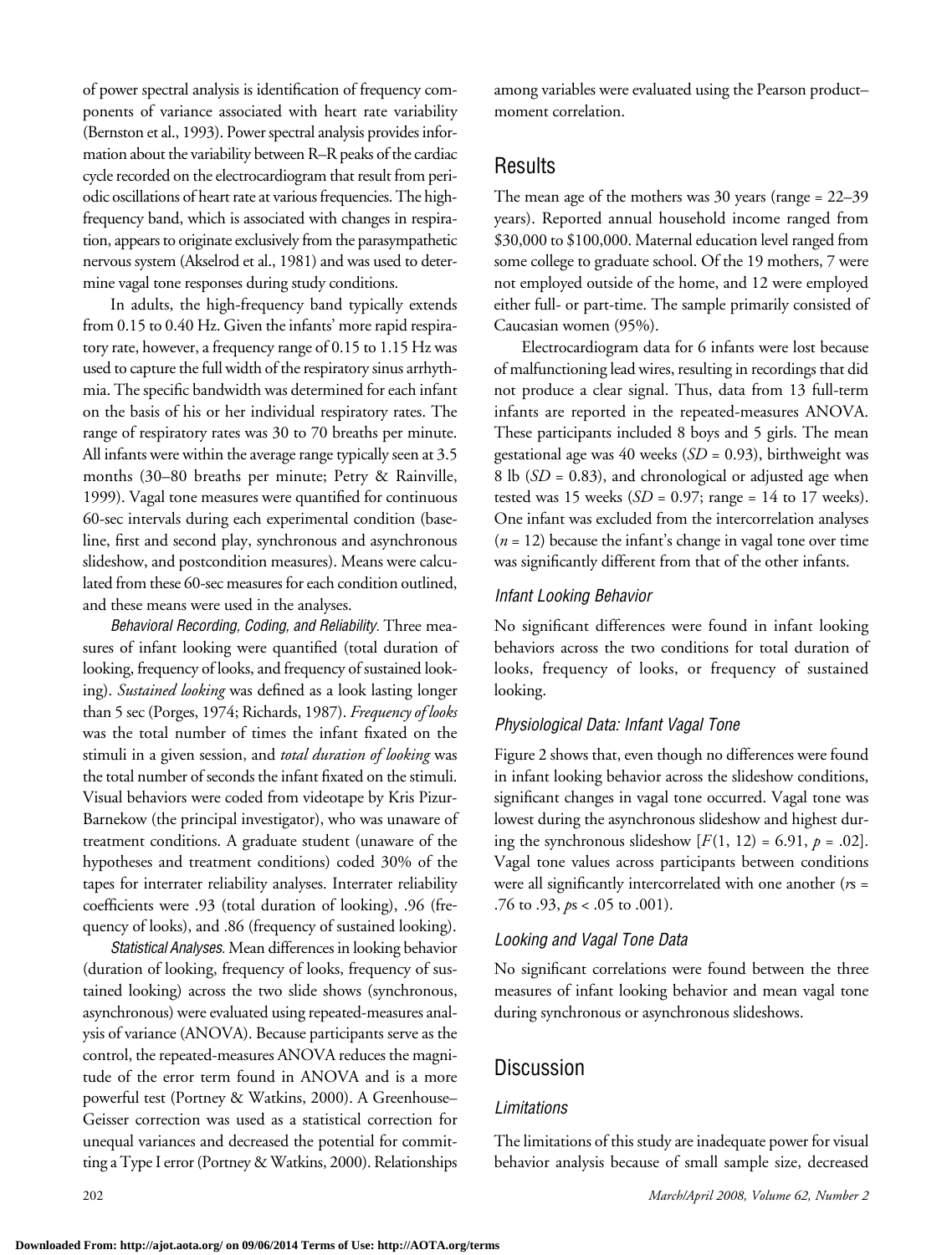of power spectral analysis is identification of frequency components of variance associated with heart rate variability (Bernston et al., 1993). Power spectral analysis provides information about the variability between R–R peaks of the cardiac cycle recorded on the electrocardiogram that result from periodic oscillations of heart rate at various frequencies. The high-frequency band, which is associated with changes in respiration, appears to originate exclusively from the parasympathetic nervous system (Akselrod et al., 1981) and was used to determine vagal tone responses during study conditions.

In adults, the high-frequency band typically extends from 0.15 to 0.40 Hz. Given the infants' more rapid respiratory rate, however, a frequency range of 0.15 to 1.15 Hz was used to capture the full width of the respiratory sinus arrhythmia. The specific bandwidth was determined for each infant on the basis of his or her individual respiratory rates. The range of respiratory rates was 30 to 70 breaths per minute. All infants were within the average range typically seen at 3.5 months (30–80 breaths per minute; Petry & Rainville, 1999). Vagal tone measures were quantified for continuous 60-sec intervals during each experimental condition (baseline, first and second play, synchronous and asynchronous slideshow, and postcondition measures). Means were calculated from these 60-sec measures for each condition outlined, and these means were used in the analyses.

*Behavioral Recording, Coding, and Reliability.* Three measures of infant looking were quantified (total duration of looking, frequency of looks, and frequency of sustained looking). *Sustained looking* was defined as a look lasting longer than 5 sec (Porges, 1974; Richards, 1987). *Frequency of looks* was the total number of times the infant fixated on the stimuli in a given session, and *total duration of looking* was the total number of seconds the infant fixated on the stimuli. Visual behaviors were coded from videotape by Kris Pizur-Barnekow (the principal investigator), who was unaware of treatment conditions. A graduate student (unaware of the hypotheses and treatment conditions) coded 30% of the tapes for interrater reliability analyses. Interrater reliability coefficients were .93 (total duration of looking), .96 (frequency of looks), and .86 (frequency of sustained looking).

*Statistical Analyses.* Mean differences in looking behavior (duration of looking, frequency of looks, frequency of sustained looking) across the two slide shows (synchronous, asynchronous) were evaluated using repeated-measures analysis of variance (ANOVA). Because participants serve as the control, the repeated-measures ANOVA reduces the magnitude of the error term found in ANOVA and is a more powerful test (Portney & Watkins, 2000). A Greenhouse–Geisser correction was used as a statistical correction for unequal variances and decreased the potential for committing a Type I error (Portney & Watkins, 2000). Relationships among variables were evaluated using the Pearson product–moment correlation.

## Results

The mean age of the mothers was 30 years (range = 22–39 years). Reported annual household income ranged from $30,000 to $100,000. Maternal education level ranged from some college to graduate school. Of the 19 mothers, 7 were not employed outside of the home, and 12 were employed either full- or part-time. The sample primarily consisted of Caucasian women (95%).

Electrocardiogram data for 6 infants were lost because of malfunctioning lead wires, resulting in recordings that did not produce a clear signal. Thus, data from 13 full-term infants are reported in the repeated-measures ANOVA. These participants included 8 boys and 5 girls. The mean gestational age was 40 weeks ($SD$ = 0.93), birthweight was 8 lb ($SD$ = 0.83), and chronological or adjusted age when tested was 15 weeks ($SD$ = 0.97; range = 14 to 17 weeks). One infant was excluded from the intercorrelation analyses ($n$ = 12) because the infant's change in vagal tone over time was significantly different from that of the other infants.

### Infant Looking Behavior

No significant differences were found in infant looking behaviors across the two conditions for total duration of looks, frequency of looks, or frequency of sustained looking.

### Physiological Data: Infant Vagal Tone

Figure 2 shows that, even though no differences were found in infant looking behavior across the slideshow conditions, significant changes in vagal tone occurred. Vagal tone was lowest during the asynchronous slideshow and highest during the synchronous slideshow [$F(1, 12) = 6.91$, $p = .02$]. Vagal tone values across participants between conditions were all significantly intercorrelated with one another ($r$s = .76 to .93, $p$s < .05 to .001).

### Looking and Vagal Tone Data

No significant correlations were found between the three measures of infant looking behavior and mean vagal tone during synchronous or asynchronous slideshows.

## Discussion

### Limitations

The limitations of this study are inadequate power for visual behavior analysis because of small sample size, decreased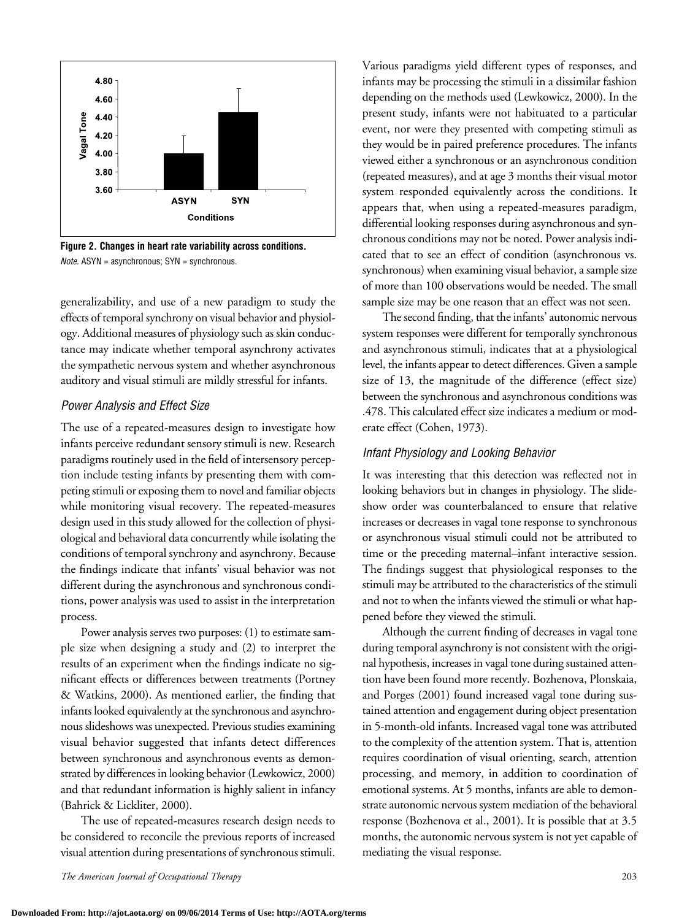Figure 2. Changes in heart rate variability across conditions.
*Note.* ASYN = asynchronous; SYN = synchronous.

generalizability, and use of a new paradigm to study the effects of temporal synchrony on visual behavior and physiology. Additional measures of physiology such as skin conductance may indicate whether temporal asynchrony activates the sympathetic nervous system and whether asynchronous auditory and visual stimuli are mildly stressful for infants.

### *Power Analysis and Effect Size*

The use of a repeated-measures design to investigate how infants perceive redundant sensory stimuli is new. Research paradigms routinely used in the field of intersensory perception include testing infants by presenting them with competing stimuli or exposing them to novel and familiar objects while monitoring visual recovery. The repeated-measures design used in this study allowed for the collection of physiological and behavioral data concurrently while isolating the conditions of temporal synchrony and asynchrony. Because the findings indicate that infants' visual behavior was not different during the asynchronous and synchronous conditions, power analysis was used to assist in the interpretation process.

Power analysis serves two purposes: (1) to estimate sample size when designing a study and (2) to interpret the results of an experiment when the findings indicate no significant effects or differences between treatments (Portney & Watkins, 2000). As mentioned earlier, the finding that infants looked equivalently at the synchronous and asynchronous slideshows was unexpected. Previous studies examining visual behavior suggested that infants detect differences between synchronous and asynchronous events as demonstrated by differences in looking behavior (Lewkowicz, 2000) and that redundant information is highly salient in infancy (Bahrick & Lickliter, 2000).

The use of repeated-measures research design needs to be considered to reconcile the previous reports of increased visual attention during presentations of synchronous stimuli. Various paradigms yield different types of responses, and infants may be processing the stimuli in a dissimilar fashion depending on the methods used (Lewkowicz, 2000). In the present study, infants were not habituated to a particular event, nor were they presented with competing stimuli as they would be in paired preference procedures. The infants viewed either a synchronous or an asynchronous condition (repeated measures), and at age 3 months their visual motor system responded equivalently across the conditions. It appears that, when using a repeated-measures paradigm, differential looking responses during asynchronous and synchronous conditions may not be noted. Power analysis indicated that to see an effect of condition (asynchronous vs. synchronous) when examining visual behavior, a sample size of more than 100 observations would be needed. The small sample size may be one reason that an effect was not seen.

The second finding, that the infants' autonomic nervous system responses were different for temporally synchronous and asynchronous stimuli, indicates that at a physiological level, the infants appear to detect differences. Given a sample size of 13, the magnitude of the difference (effect size) between the synchronous and asynchronous conditions was .478. This calculated effect size indicates a medium or moderate effect (Cohen, 1973).

### *Infant Physiology and Looking Behavior*

It was interesting that this detection was reflected not in looking behaviors but in changes in physiology. The slideshow order was counterbalanced to ensure that relative increases or decreases in vagal tone response to synchronous or asynchronous visual stimuli could not be attributed to time or the preceding maternal–infant interactive session. The findings suggest that physiological responses to the stimuli may be attributed to the characteristics of the stimuli and not to when the infants viewed the stimuli or what happened before they viewed the stimuli.

Although the current finding of decreases in vagal tone during temporal asynchrony is not consistent with the original hypothesis, increases in vagal tone during sustained attention have been found more recently. Bozhenova, Plonskaia, and Porges (2001) found increased vagal tone during sustained attention and engagement during object presentation in 5-month-old infants. Increased vagal tone was attributed to the complexity of the attention system. That is, attention requires coordination of visual orienting, search, attention processing, and memory, in addition to coordination of emotional systems. At 5 months, infants are able to demonstrate autonomic nervous system mediation of the behavioral response (Bozhenova et al., 2001). It is possible that at 3.5 months, the autonomic nervous system is not yet capable of mediating the visual response.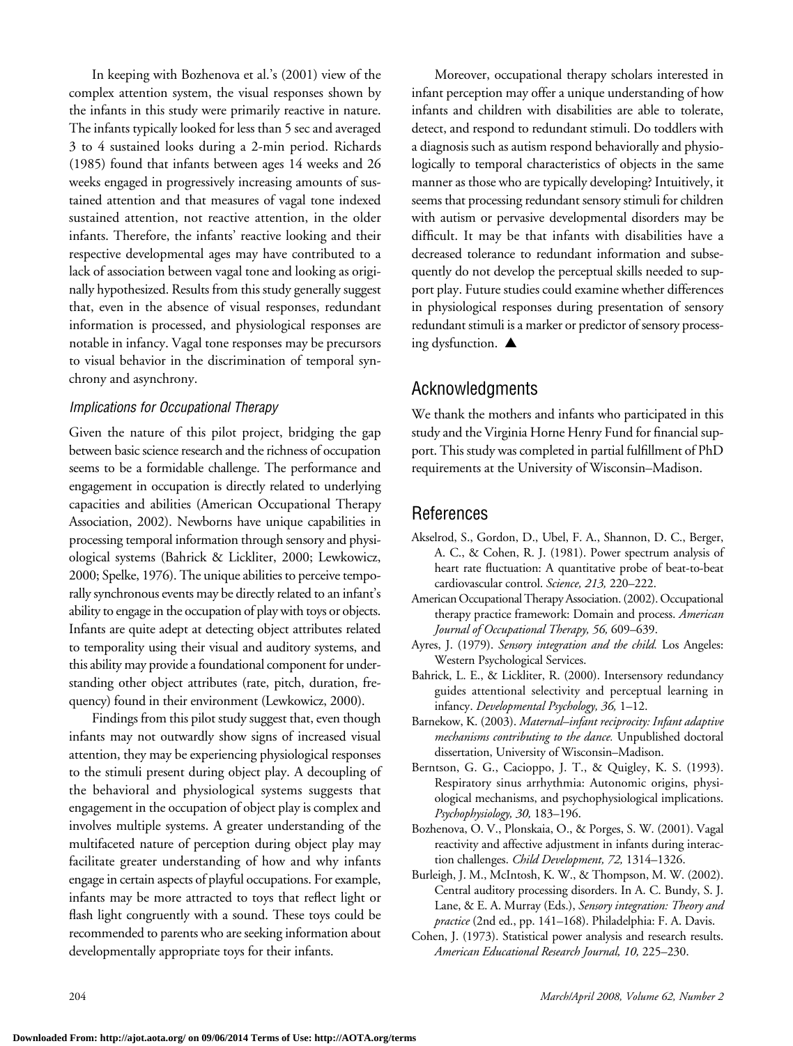In keeping with Bozhenova et al.'s (2001) view of the complex attention system, the visual responses shown by the infants in this study were primarily reactive in nature. The infants typically looked for less than 5 sec and averaged 3 to 4 sustained looks during a 2-min period. Richards (1985) found that infants between ages 14 weeks and 26 weeks engaged in progressively increasing amounts of sustained attention and that measures of vagal tone indexed sustained attention, not reactive attention, in the older infants. Therefore, the infants' reactive looking and their respective developmental ages may have contributed to a lack of association between vagal tone and looking as originally hypothesized. Results from this study generally suggest that, even in the absence of visual responses, redundant information is processed, and physiological responses are notable in infancy. Vagal tone responses may be precursors to visual behavior in the discrimination of temporal synchrony and asynchrony.

### *Implications for Occupational Therapy*

Given the nature of this pilot project, bridging the gap between basic science research and the richness of occupation seems to be a formidable challenge. The performance and engagement in occupation is directly related to underlying capacities and abilities (American Occupational Therapy Association, 2002). Newborns have unique capabilities in processing temporal information through sensory and physiological systems (Bahrick & Lickliter, 2000; Lewkowicz, 2000; Spelke, 1976). The unique abilities to perceive temporally synchronous events may be directly related to an infant's ability to engage in the occupation of play with toys or objects. Infants are quite adept at detecting object attributes related to temporality using their visual and auditory systems, and this ability may provide a foundational component for understanding other object attributes (rate, pitch, duration, frequency) found in their environment (Lewkowicz, 2000).

Findings from this pilot study suggest that, even though infants may not outwardly show signs of increased visual attention, they may be experiencing physiological responses to the stimuli present during object play. A decoupling of the behavioral and physiological systems suggests that engagement in the occupation of object play is complex and involves multiple systems. A greater understanding of the multifaceted nature of perception during object play may facilitate greater understanding of how and why infants engage in certain aspects of playful occupations. For example, infants may be more attracted to toys that reflect light or flash light congruently with a sound. These toys could be recommended to parents who are seeking information about developmentally appropriate toys for their infants.

Moreover, occupational therapy scholars interested in infant perception may offer a unique understanding of how infants and children with disabilities are able to tolerate, detect, and respond to redundant stimuli. Do toddlers with a diagnosis such as autism respond behaviorally and physiologically to temporal characteristics of objects in the same manner as those who are typically developing? Intuitively, it seems that processing redundant sensory stimuli for children with autism or pervasive developmental disorders may be difficult. It may be that infants with disabilities have a decreased tolerance to redundant information and subsequently do not develop the perceptual skills needed to support play. Future studies could examine whether differences in physiological responses during presentation of sensory redundant stimuli is a marker or predictor of sensory processing dysfunction. ▲

## Acknowledgments

We thank the mothers and infants who participated in this study and the Virginia Horne Henry Fund for financial support. This study was completed in partial fulfillment of PhD requirements at the University of Wisconsin–Madison.

## References

Akselrod, S., Gordon, D., Ubel, F. A., Shannon, D. C., Berger, A. C., & Cohen, R. J. (1981). Power spectrum analysis of heart rate fluctuation: A quantitative probe of beat-to-beat cardiovascular control. *Science, 213,* 220–222.

American Occupational Therapy Association. (2002). Occupational therapy practice framework: Domain and process. *American Journal of Occupational Therapy, 56,* 609–639.

Ayres, J. (1979). *Sensory integration and the child.* Los Angeles: Western Psychological Services.

Bahrick, L. E., & Lickliter, R. (2000). Intersensory redundancy guides attentional selectivity and perceptual learning in infancy. *Developmental Psychology, 36,* 1–12.

Barnekow, K. (2003). *Maternal–infant reciprocity: Infant adaptive mechanisms contributing to the dance.* Unpublished doctoral dissertation, University of Wisconsin–Madison.

Berntson, G. G., Cacioppo, J. T., & Quigley, K. S. (1993). Respiratory sinus arrhythmia: Autonomic origins, physiological mechanisms, and psychophysiological implications. *Psychophysiology, 30,* 183–196.

Bozhenova, O. V., Plonskaia, O., & Porges, S. W. (2001). Vagal reactivity and affective adjustment in infants during interaction challenges. *Child Development, 72,* 1314–1326.

Burleigh, J. M., McIntosh, K. W., & Thompson, M. W. (2002). Central auditory processing disorders. In A. C. Bundy, S. J. Lane, & E. A. Murray (Eds.), *Sensory integration: Theory and practice* (2nd ed., pp. 141–168). Philadelphia: F. A. Davis.

Cohen, J. (1973). Statistical power analysis and research results. *American Educational Research Journal, 10,* 225–230.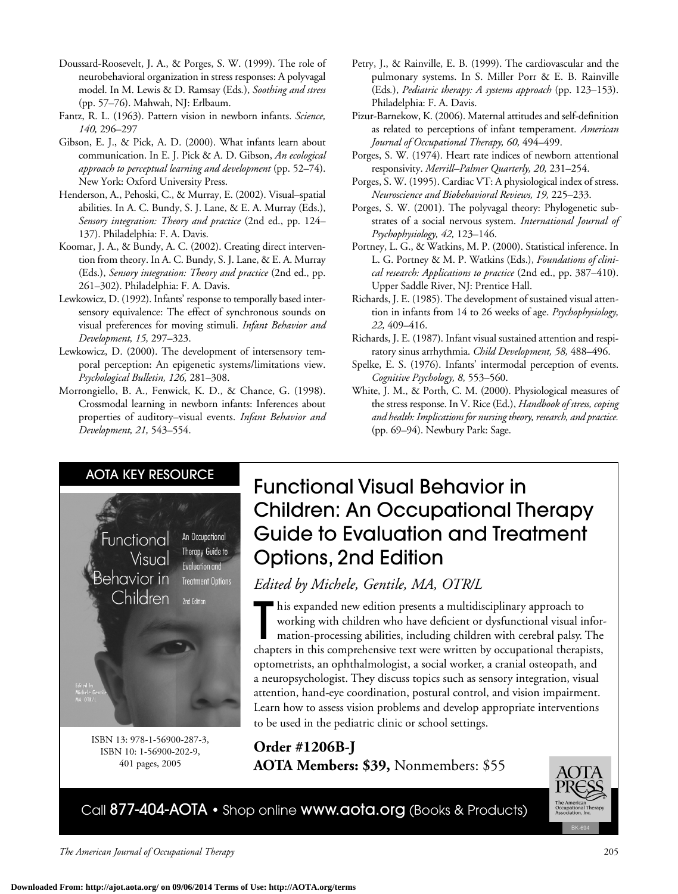Doussard-Roosevelt, J. A., & Porges, S. W. (1999). The role of neurobehavioral organization in stress responses: A polyvagal model. In M. Lewis & D. Ramsay (Eds.), *Soothing and stress* (pp. 57–76). Mahwah, NJ: Erlbaum.

Fantz, R. L. (1963). Pattern vision in newborn infants. *Science, 140,* 296–297

Gibson, E. J., & Pick, A. D. (2000). What infants learn about communication. In E. J. Pick & A. D. Gibson, *An ecological approach to perceptual learning and development* (pp. 52–74). New York: Oxford University Press.

Henderson, A., Pehoski, C., & Murray, E. (2002). Visual–spatial abilities. In A. C. Bundy, S. J. Lane, & E. A. Murray (Eds.), *Sensory integration: Theory and practice* (2nd ed., pp. 124–137). Philadelphia: F. A. Davis.

Koomar, J. A., & Bundy, A. C. (2002). Creating direct intervention from theory. In A. C. Bundy, S. J. Lane, & E. A. Murray (Eds.), *Sensory integration: Theory and practice* (2nd ed., pp. 261–302). Philadelphia: F. A. Davis.

Lewkowicz, D. (1992). Infants' response to temporally based intersensory equivalence: The effect of synchronous sounds on visual preferences for moving stimuli. *Infant Behavior and Development, 15,* 297–323.

Lewkowicz, D. (2000). The development of intersensory temporal perception: An epigenetic systems/limitations view. *Psychological Bulletin, 126,* 281–308.

Morrongiello, B. A., Fenwick, K. D., & Chance, G. (1998). Crossmodal learning in newborn infants: Inferences about properties of auditory–visual events. *Infant Behavior and Development, 21,* 543–554.

Petry, J., & Rainville, E. B. (1999). The cardiovascular and the pulmonary systems. In S. Miller Porr & E. B. Rainville (Eds.), *Pediatric therapy: A systems approach* (pp. 123–153). Philadelphia: F. A. Davis.

Pizur-Barnekow, K. (2006). Maternal attitudes and self-definition as related to perceptions of infant temperament. *American Journal of Occupational Therapy, 60,* 494–499.

Porges, S. W. (1974). Heart rate indices of newborn attentional responsivity. *Merrill–Palmer Quarterly, 20,* 231–254.

Porges, S. W. (1995). Cardiac VT: A physiological index of stress. *Neuroscience and Biobehavioral Reviews, 19,* 225–233.

Porges, S. W. (2001). The polyvagal theory: Phylogenetic substrates of a social nervous system. *International Journal of Psychophysiology, 42,* 123–146.

Portney, L. G., & Watkins, M. P. (2000). Statistical inference. In L. G. Portney & M. P. Watkins (Eds.), *Foundations of clinical research: Applications to practice* (2nd ed., pp. 387–410). Upper Saddle River, NJ: Prentice Hall.

Richards, J. E. (1985). The development of sustained visual attention in infants from 14 to 26 weeks of age. *Psychophysiology, 22,* 409–416.

Richards, J. E. (1987). Infant visual sustained attention and respiratory sinus arrhythmia. *Child Development, 58,* 488–496.

Spelke, E. S. (1976). Infants' intermodal perception of events. *Cognitive Psychology, 8,* 553–560.

White, J. M., & Porth, C. M. (2000). Physiological measures of the stress response. In V. Rice (Ed.), *Handbook of stress, coping and health: Implications for nursing theory, research, and practice.* (pp. 69–94). Newbury Park: Sage.

AOTA KEY RESOURCE

## Functional Visual Behavior in Children: An Occupational Therapy Guide to Evaluation and Treatment Options, 2nd Edition

*Edited by Michele, Gentile, MA, OTR/L*

This expanded new edition presents a multidisciplinary approach to working with children who have deficient or dysfunctional visual information-processing abilities, including children with cerebral palsy. The chapters in this comprehensive text were written by occupational therapists, optometrists, an ophthalmologist, a social worker, a cranial osteopath, and a neuropsychologist. They discuss topics such as sensory integration, visual attention, hand-eye coordination, postural control, and vision impairment. Learn how to assess vision problems and develop appropriate interventions to be used in the pediatric clinic or school settings.

ISBN 13: 978-1-56900-287-3,
ISBN 10: 1-56900-202-9,
401 pages, 2005

**Order #1206B-J**
**AOTA Members: $39,** Nonmembers: $55

Call **877-404-AOTA** • Shop online **www.aota.org** (Books & Products)

BK-694